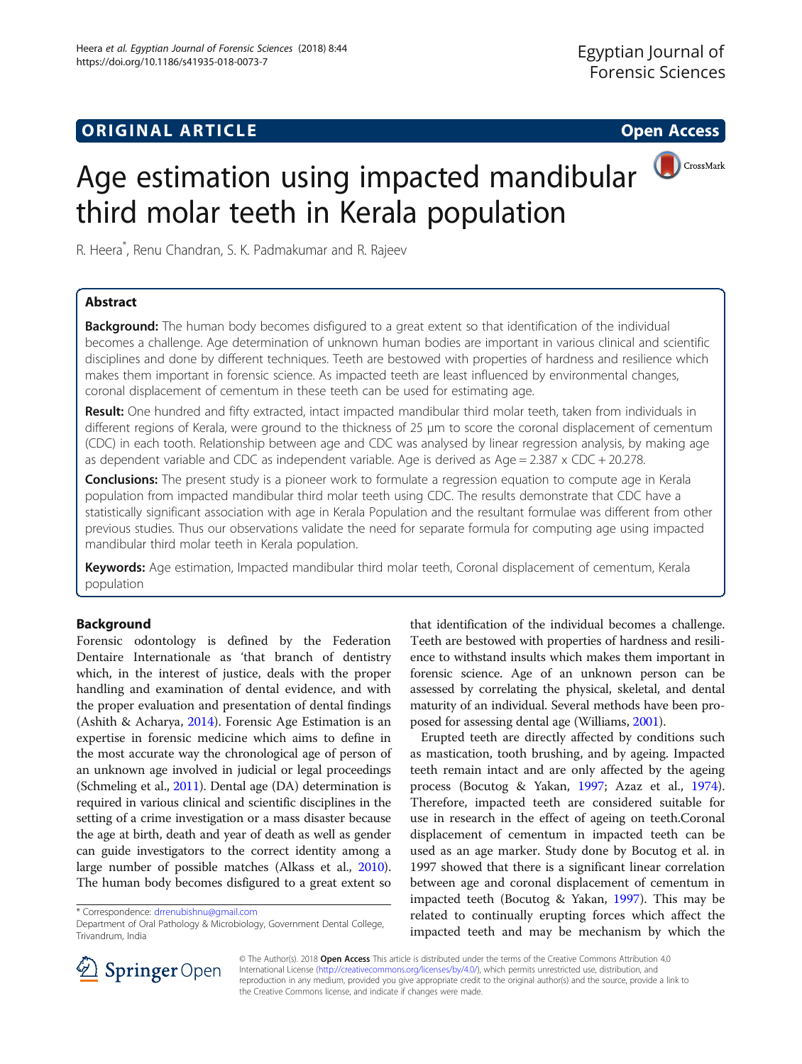ORIGINAL ARTICLE

Open Access

# Age estimation using impacted mandibular third molar teeth in Kerala population

R. Heera*, Renu Chandran, S. K. Padmakumar and R. Rajeev

## Abstract

**Background:** The human body becomes disfigured to a great extent so that identification of the individual becomes a challenge. Age determination of unknown human bodies are important in various clinical and scientific disciplines and done by different techniques. Teeth are bestowed with properties of hardness and resilience which makes them important in forensic science. As impacted teeth are least influenced by environmental changes, coronal displacement of cementum in these teeth can be used for estimating age.

**Result:** One hundred and fifty extracted, intact impacted mandibular third molar teeth, taken from individuals in different regions of Kerala, were ground to the thickness of 25 μm to score the coronal displacement of cementum (CDC) in each tooth. Relationship between age and CDC was analysed by linear regression analysis, by making age as dependent variable and CDC as independent variable. Age is derived as Age = 2.387 x CDC + 20.278.

**Conclusions:** The present study is a pioneer work to formulate a regression equation to compute age in Kerala population from impacted mandibular third molar teeth using CDC. The results demonstrate that CDC have a statistically significant association with age in Kerala Population and the resultant formulae was different from other previous studies. Thus our observations validate the need for separate formula for computing age using impacted mandibular third molar teeth in Kerala population.

**Keywords:** Age estimation, Impacted mandibular third molar teeth, Coronal displacement of cementum, Kerala population

## Background

Forensic odontology is defined by the Federation Dentaire Internationale as 'that branch of dentistry which, in the interest of justice, deals with the proper handling and examination of dental evidence, and with the proper evaluation and presentation of dental findings (Ashith & Acharya, 2014). Forensic Age Estimation is an expertise in forensic medicine which aims to define in the most accurate way the chronological age of person of an unknown age involved in judicial or legal proceedings (Schmeling et al., 2011). Dental age (DA) determination is required in various clinical and scientific disciplines in the setting of a crime investigation or a mass disaster because the age at birth, death and year of death as well as gender can guide investigators to the correct identity among a large number of possible matches (Alkass et al., 2010). The human body becomes disfigured to a great extent so that identification of the individual becomes a challenge. Teeth are bestowed with properties of hardness and resilience to withstand insults which makes them important in forensic science. Age of an unknown person can be assessed by correlating the physical, skeletal, and dental maturity of an individual. Several methods have been proposed for assessing dental age (Williams, 2001).

Erupted teeth are directly affected by conditions such as mastication, tooth brushing, and by ageing. Impacted teeth remain intact and are only affected by the ageing process (Bocutog & Yakan, 1997; Azaz et al., 1974). Therefore, impacted teeth are considered suitable for use in research in the effect of ageing on teeth.Coronal displacement of cementum in impacted teeth can be used as an age marker. Study done by Bocutog et al. in 1997 showed that there is a significant linear correlation between age and coronal displacement of cementum in impacted teeth (Bocutog & Yakan, 1997). This may be related to continually erupting forces which affect the impacted teeth and may be mechanism by which the

* Correspondence: drrenubishnu@gmail.com
Department of Oral Pathology & Microbiology, Government Dental College, Trivandrum, India

© The Author(s). 2018 **Open Access** This article is distributed under the terms of the Creative Commons Attribution 4.0 International License (http://creativecommons.org/licenses/by/4.0/), which permits unrestricted use, distribution, and reproduction in any medium, provided you give appropriate credit to the original author(s) and the source, provide a link to the Creative Commons license, and indicate if changes were made.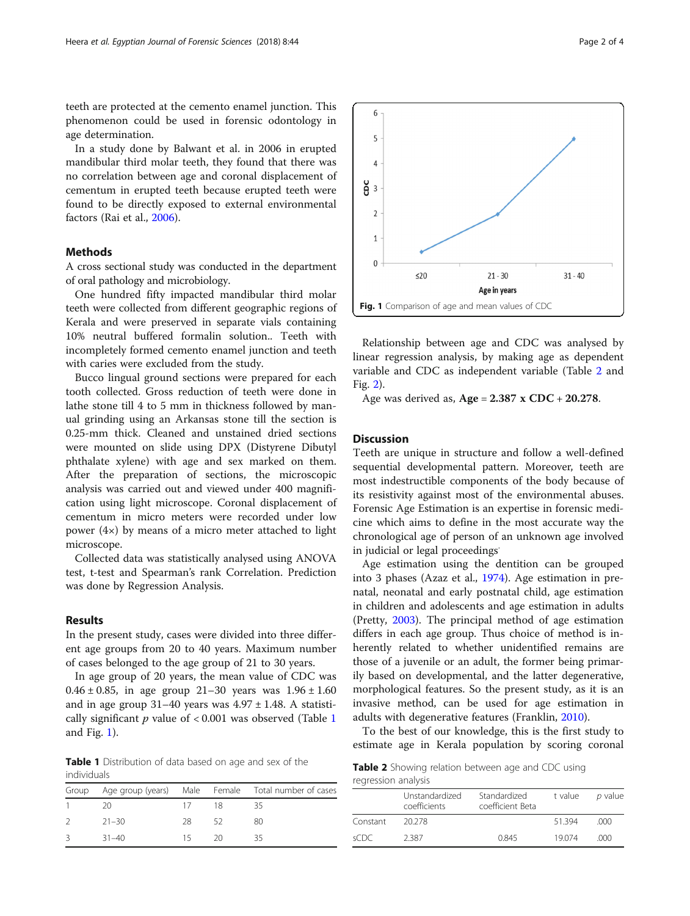teeth are protected at the cemento enamel junction. This phenomenon could be used in forensic odontology in age determination.

In a study done by Balwant et al. in 2006 in erupted mandibular third molar teeth, they found that there was no correlation between age and coronal displacement of cementum in erupted teeth because erupted teeth were found to be directly exposed to external environmental factors (Rai et al., 2006).

## Methods

A cross sectional study was conducted in the department of oral pathology and microbiology.

One hundred fifty impacted mandibular third molar teeth were collected from different geographic regions of Kerala and were preserved in separate vials containing 10% neutral buffered formalin solution.. Teeth with incompletely formed cemento enamel junction and teeth with caries were excluded from the study.

Bucco lingual ground sections were prepared for each tooth collected. Gross reduction of teeth were done in lathe stone till 4 to 5 mm in thickness followed by manual grinding using an Arkansas stone till the section is 0.25-mm thick. Cleaned and unstained dried sections were mounted on slide using DPX (Distyrene Dibutyl phthalate xylene) with age and sex marked on them. After the preparation of sections, the microscopic analysis was carried out and viewed under 400 magnification using light microscope. Coronal displacement of cementum in micro meters were recorded under low power (4×) by means of a micro meter attached to light microscope.

Collected data was statistically analysed using ANOVA test, t-test and Spearman's rank Correlation. Prediction was done by Regression Analysis.

## Results

In the present study, cases were divided into three different age groups from 20 to 40 years. Maximum number of cases belonged to the age group of 21 to 30 years.

In age group of 20 years, the mean value of CDC was $0.46 \pm 0.85$, in age group 21–30 years was $1.96 \pm 1.60$ and in age group 31–40 years was $4.97 \pm 1.48$. A statistically significant $p$ value of $< 0.001$ was observed (Table 1 and Fig. 1).

**Table 1** Distribution of data based on age and sex of the individuals

| Group | Age group (years) | Male | Female | Total number of cases |
|---|---|---|---|---|
| 1 | 20 | 17 | 18 | 35 |
| 2 | 21–30 | 28 | 52 | 80 |
| 3 | 31–40 | 15 | 20 | 35 |

**Fig. 1** Comparison of age and mean values of CDC

Relationship between age and CDC was analysed by linear regression analysis, by making age as dependent variable and CDC as independent variable (Table 2 and Fig. 2).

Age was derived as, **Age = 2.387 x CDC + 20.278**.

## Discussion

Teeth are unique in structure and follow a well-defined sequential developmental pattern. Moreover, teeth are most indestructible components of the body because of its resistivity against most of the environmental abuses. Forensic Age Estimation is an expertise in forensic medicine which aims to define in the most accurate way the chronological age of person of an unknown age involved in judicial or legal proceedings.

Age estimation using the dentition can be grouped into 3 phases (Azaz et al., 1974). Age estimation in prenatal, neonatal and early postnatal child, age estimation in children and adolescents and age estimation in adults (Pretty, 2003). The principal method of age estimation differs in each age group. Thus choice of method is inherently related to whether unidentified remains are those of a juvenile or an adult, the former being primarily based on developmental, and the latter degenerative, morphological features. So the present study, as it is an invasive method, can be used for age estimation in adults with degenerative features (Franklin, 2010).

To the best of our knowledge, this is the first study to estimate age in Kerala population by scoring coronal

**Table 2** Showing relation between age and CDC using regression analysis

| | Unstandardized coefficients | Standardized coefficient Beta | t value | $p$ value |
|---|---|---|---|---|
| Constant | 20.278 | | 51.394 | .000 |
| sCDC | 2.387 | 0.845 | 19.074 | .000 |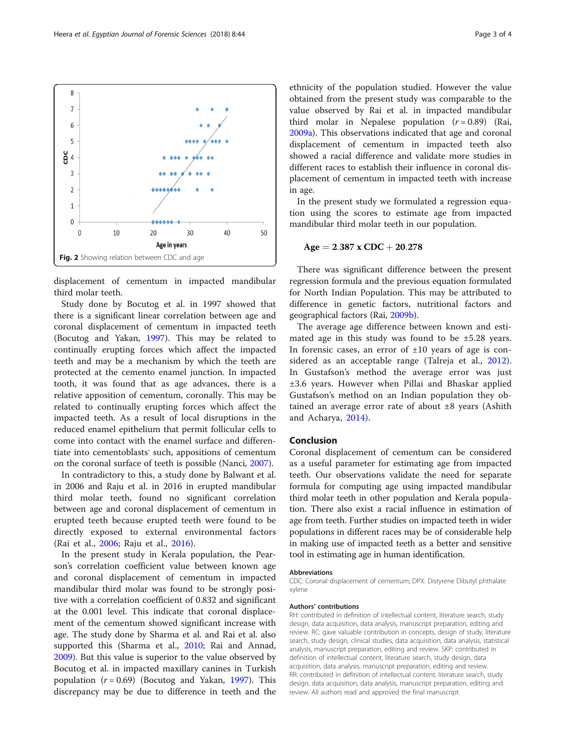Fig. 2 Showing relation between CDC and age

displacement of cementum in impacted mandibular third molar teeth.

Study done by Bocutog et al. in 1997 showed that there is a significant linear correlation between age and coronal displacement of cementum in impacted teeth (Bocutog and Yakan, 1997). This may be related to continually erupting forces which affect the impacted teeth and may be a mechanism by which the teeth are protected at the cemento enamel junction. In impacted tooth, it was found that as age advances, there is a relative apposition of cementum, coronally. This may be related to continually erupting forces which affect the impacted teeth. As a result of local disruptions in the reduced enamel epithelium that permit follicular cells to come into contact with the enamel surface and differentiate into cementoblasts' such, appositions of cementum on the coronal surface of teeth is possible (Nanci, 2007).

In contradictory to this, a study done by Balwant et al. in 2006 and Raju et al. in 2016 in erupted mandibular third molar teeth, found no significant correlation between age and coronal displacement of cementum in erupted teeth because erupted teeth were found to be directly exposed to external environmental factors (Rai et al., 2006; Raju et al., 2016).

In the present study in Kerala population, the Pearson's correlation coefficient value between known age and coronal displacement of cementum in impacted mandibular third molar was found to be strongly positive with a correlation coefficient of 0.832 and significant at the 0.001 level. This indicate that coronal displacement of the cementum showed significant increase with age. The study done by Sharma et al. and Rai et al. also supported this (Sharma et al., 2010; Rai and Annad, 2009). But this value is superior to the value observed by Bocutog et al. in impacted maxillary canines in Turkish population ($r = 0.69$) (Bocutog and Yakan, 1997). This discrepancy may be due to difference in teeth and the ethnicity of the population studied. However the value obtained from the present study was comparable to the value observed by Rai et al. in impacted mandibular third molar in Nepalese population ($r = 0.89$) (Rai, 2009a). This observations indicated that age and coronal displacement of cementum in impacted teeth also showed a racial difference and validate more studies in different races to establish their influence in coronal displacement of cementum in impacted teeth with increase in age.

In the present study we formulated a regression equation using the scores to estimate age from impacted mandibular third molar teeth in our population.

$$\text{Age} = 2.387 \text{ x CDC} + 20.278$$

There was significant difference between the present regression formula and the previous equation formulated for North Indian Population. This may be attributed to difference in genetic factors, nutritional factors and geographical factors (Rai, 2009b).

The average age difference between known and estimated age in this study was found to be ±5.28 years. In forensic cases, an error of ±10 years of age is considered as an acceptable range (Talreja et al., 2012). In Gustafson's method the average error was just ±3.6 years. However when Pillai and Bhaskar applied Gustafson's method on an Indian population they obtained an average error rate of about ±8 years (Ashith and Acharya, 2014).

## Conclusion

Coronal displacement of cementum can be considered as a useful parameter for estimating age from impacted teeth. Our observations validate the need for separate formula for computing age using impacted mandibular third molar teeth in other population and Kerala population. There also exist a racial influence in estimation of age from teeth. Further studies on impacted teeth in wider populations in different races may be of considerable help in making use of impacted teeth as a better and sensitive tool in estimating age in human identification.

### Abbreviations

CDC: Coronal displacement of cementum; DPX: Distyrene Dibutyl phthalate xylene

### Authors' contributions

RH: contributed in definition of intellectual content, literature search, study design, data acquisition, data analysis, manuscript preparation, editing and review. RC: gave valuable contribution in concepts, design of study, literature search, study design, clinical studies, data acquisition, data analysis, statistical analysis, manuscript preparation, editing and review. SKP: contributed in definition of intellectual content, literature search, study design, data acquisition, data analysis, manuscript preparation, editing and review. RR: contributed in definition of intellectual content, literature search, study design, data acquisition, data analysis, manuscript preparation, editing and review. All authors read and approved the final manuscript.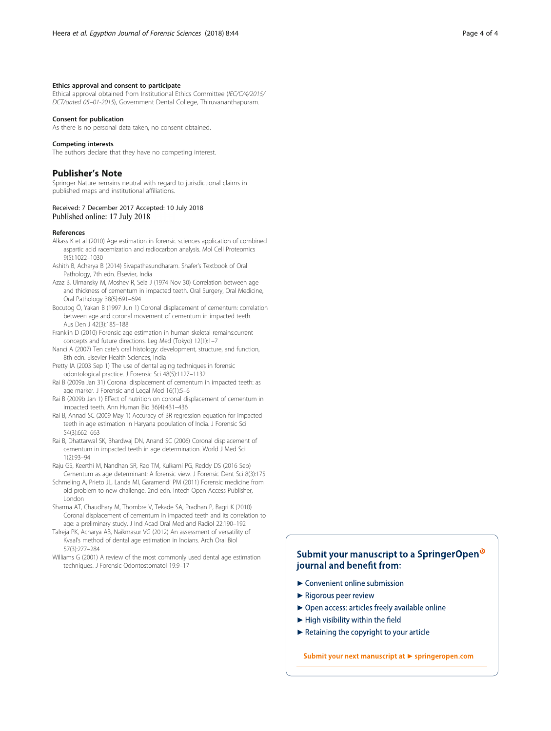#### Ethics approval and consent to participate
Ethical approval obtained from Institutional Ethics Committee (*IEC/C/4/2015/DCT/dated 05–01-2015*), Government Dental College, Thiruvananthapuram.

#### Consent for publication
As there is no personal data taken, no consent obtained.

#### Competing interests
The authors declare that they have no competing interest.

### Publisher's Note
Springer Nature remains neutral with regard to jurisdictional claims in published maps and institutional affiliations.

Received: 7 December 2017 Accepted: 10 July 2018
Published online: 17 July 2018

#### References
Alkass K et al (2010) Age estimation in forensic sciences application of combined aspartic acid racemization and radiocarbon analysis. Mol Cell Proteomics 9(5):1022–1030

Ashith B, Acharya B (2014) Sivapathasundharam. Shafer's Textbook of Oral Pathology, 7th edn. Elsevier, India

Azaz B, Ulmansky M, Moshev R, Sela J (1974 Nov 30) Correlation between age and thickness of cementum in impacted teeth. Oral Surgery, Oral Medicine, Oral Pathology 38(5):691–694

Bocutog Ö, Yakan B (1997 Jun 1) Coronal displacement of cementum: correlation between age and coronal movement of cementum in impacted teeth. Aus Den J 42(3):185–188

Franklin D (2010) Forensic age estimation in human skeletal remains:current concepts and future directions. Leg Med (Tokyo) 12(1):1–7

Nanci A (2007) Ten cate's oral histology: development, structure, and function, 8th edn. Elsevier Health Sciences, India

Pretty IA (2003 Sep 1) The use of dental aging techniques in forensic odontological practice. J Forensic Sci 48(5):1127–1132

Rai B (2009a Jan 31) Coronal displacement of cementum in impacted teeth: as age marker. J Forensic and Legal Med 16(1):5–6

Rai B (2009b Jan 1) Effect of nutrition on coronal displacement of cementum in impacted teeth. Ann Human Bio 36(4):431–436

Rai B, Annad SC (2009 May 1) Accuracy of BR regression equation for impacted teeth in age estimation in Haryana population of India. J Forensic Sci 54(3):662–663

Rai B, Dhattarwal SK, Bhardwaj DN, Anand SC (2006) Coronal displacement of cementum in impacted teeth in age determination. World J Med Sci 1(2):93–94

Raju GS, Keerthi M, Nandhan SR, Rao TM, Kulkarni PG, Reddy DS (2016 Sep) Cementum as age determinant: A forensic view. J Forensic Dent Sci 8(3):175

Schmeling A, Prieto JL, Landa MI, Garamendi PM (2011) Forensic medicine from old problem to new challenge. 2nd edn. Intech Open Access Publisher, London

Sharma AT, Chaudhary M, Thombre V, Tekade SA, Pradhan P, Bagri K (2010) Coronal displacement of cementum in impacted teeth and its correlation to age: a preliminary study. J Ind Acad Oral Med and Radiol 22:190–192

Talreja PK, Acharya AB, Naikmasur VG (2012) An assessment of versatility of Kvaal's method of dental age estimation in Indians. Arch Oral Biol 57(3):277–284

Williams G (2001) A review of the most commonly used dental age estimation techniques. J Forensic Odontostomatol 19:9–17